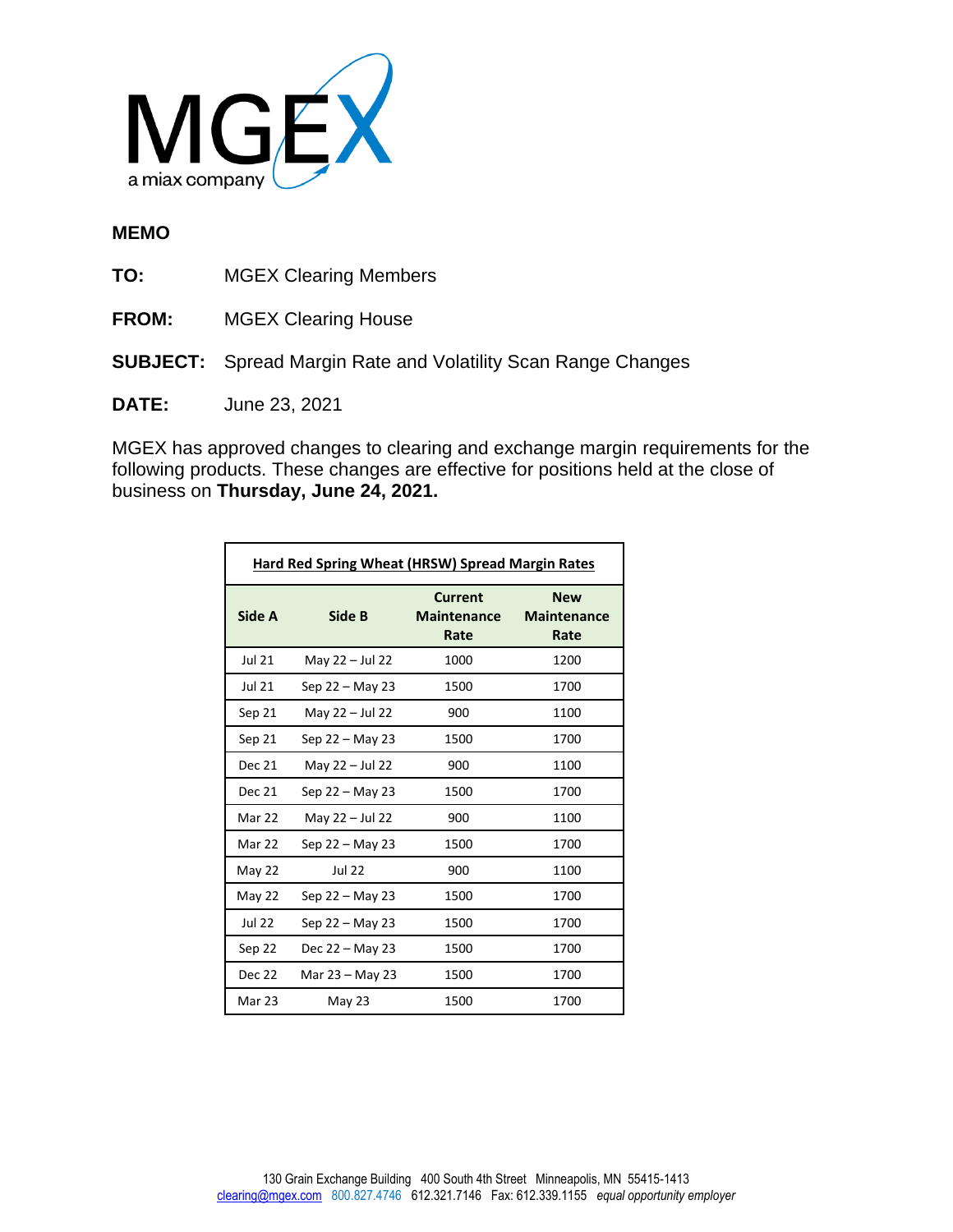MGEX

a miax company

**MEMO**

**TO:** MGEX Clearing Members

**FROM:** MGEX Clearing House

**SUBJECT:** Spread Margin Rate and Volatility Scan Range Changes

**DATE:** June 23, 2021

MGEX has approved changes to clearing and exchange margin requirements for the following products. These changes are effective for positions held at the close of business on **Thursday, June 24, 2021.**

| Hard Red Spring Wheat (HRSW) Spread Margin Rates | | | |
|---|---|---|---|
| **Side A** | **Side B** | **Current Maintenance Rate** | **New Maintenance Rate** |
| Jul 21 | May 22 – Jul 22 | 1000 | 1200 |
| Jul 21 | Sep 22 – May 23 | 1500 | 1700 |
| Sep 21 | May 22 – Jul 22 | 900 | 1100 |
| Sep 21 | Sep 22 – May 23 | 1500 | 1700 |
| Dec 21 | May 22 – Jul 22 | 900 | 1100 |
| Dec 21 | Sep 22 – May 23 | 1500 | 1700 |
| Mar 22 | May 22 – Jul 22 | 900 | 1100 |
| Mar 22 | Sep 22 – May 23 | 1500 | 1700 |
| May 22 | Jul 22 | 900 | 1100 |
| May 22 | Sep 22 – May 23 | 1500 | 1700 |
| Jul 22 | Sep 22 – May 23 | 1500 | 1700 |
| Sep 22 | Dec 22 – May 23 | 1500 | 1700 |
| Dec 22 | Mar 23 – May 23 | 1500 | 1700 |
| Mar 23 | May 23 | 1500 | 1700 |

130 Grain Exchange Building 400 South 4th Street Minneapolis, MN 55415-1413
clearing@mgex.com 800.827.4746 612.321.7146 Fax: 612.339.1155 *equal opportunity employer*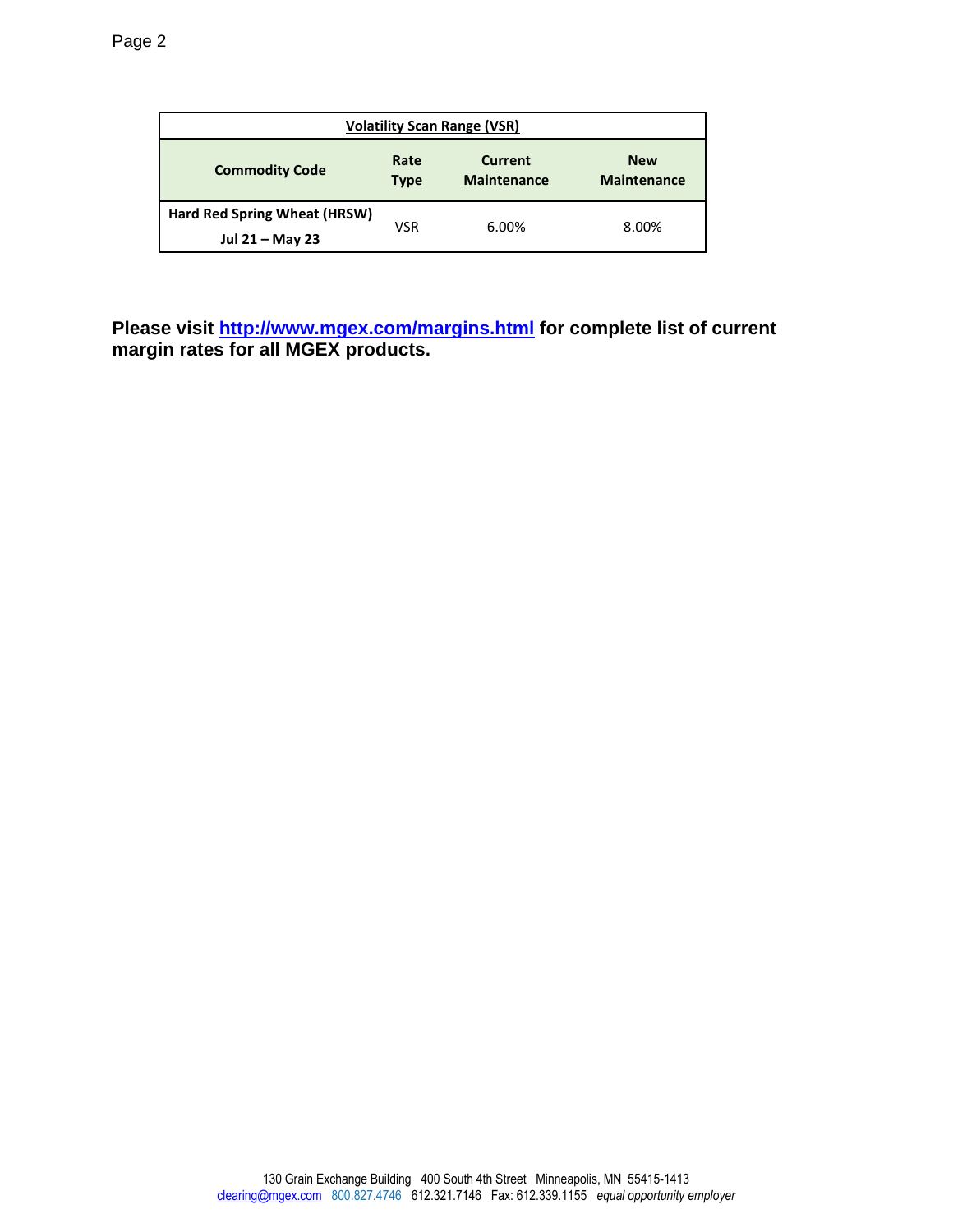| Volatility Scan Range (VSR) | | | |
|---|---|---|---|
| **Commodity Code** | **Rate Type** | **Current Maintenance** | **New Maintenance** |
| **Hard Red Spring Wheat (HRSW) Jul 21 – May 23** | VSR | 6.00% | 8.00% |

**Please visit [http://www.mgex.com/margins.html](http://www.mgex.com/margins.html) for complete list of current margin rates for all MGEX products.**

130 Grain Exchange Building 400 South 4th Street Minneapolis, MN 55415-1413
clearing@mgex.com 800.827.4746 612.321.7146 Fax: 612.339.1155 *equal opportunity employer*